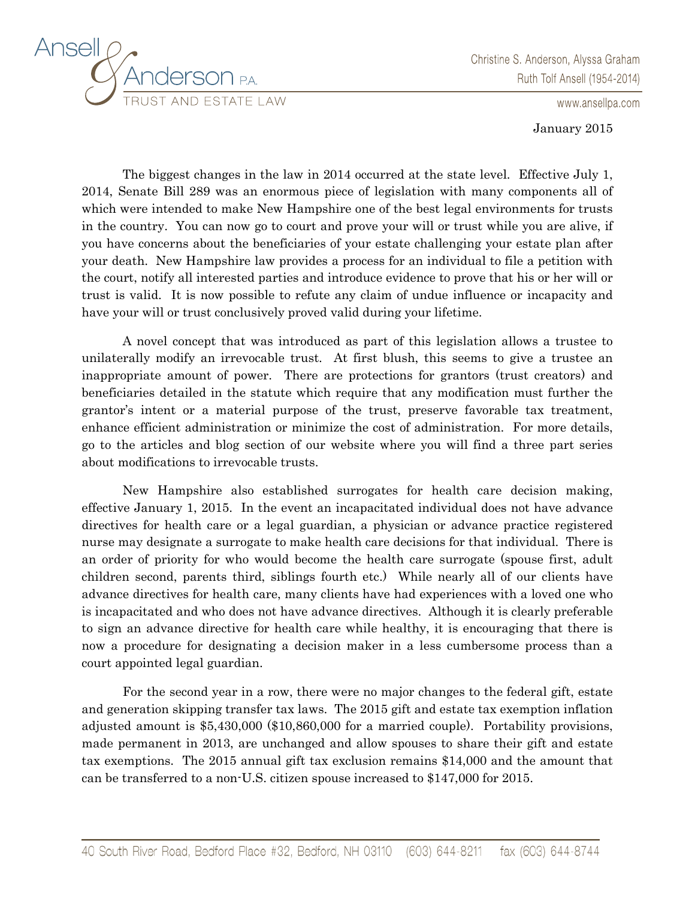Ansell & Anderson P.A.
TRUST AND ESTATE LAW

Christine S. Anderson, Alyssa Graham
Ruth Tolf Ansell (1954-2014)

www.ansellpa.com

January 2015

The biggest changes in the law in 2014 occurred at the state level. Effective July 1, 2014, Senate Bill 289 was an enormous piece of legislation with many components all of which were intended to make New Hampshire one of the best legal environments for trusts in the country. You can now go to court and prove your will or trust while you are alive, if you have concerns about the beneficiaries of your estate challenging your estate plan after your death. New Hampshire law provides a process for an individual to file a petition with the court, notify all interested parties and introduce evidence to prove that his or her will or trust is valid. It is now possible to refute any claim of undue influence or incapacity and have your will or trust conclusively proved valid during your lifetime.

A novel concept that was introduced as part of this legislation allows a trustee to unilaterally modify an irrevocable trust. At first blush, this seems to give a trustee an inappropriate amount of power. There are protections for grantors (trust creators) and beneficiaries detailed in the statute which require that any modification must further the grantor's intent or a material purpose of the trust, preserve favorable tax treatment, enhance efficient administration or minimize the cost of administration. For more details, go to the articles and blog section of our website where you will find a three part series about modifications to irrevocable trusts.

New Hampshire also established surrogates for health care decision making, effective January 1, 2015. In the event an incapacitated individual does not have advance directives for health care or a legal guardian, a physician or advance practice registered nurse may designate a surrogate to make health care decisions for that individual. There is an order of priority for who would become the health care surrogate (spouse first, adult children second, parents third, siblings fourth etc.) While nearly all of our clients have advance directives for health care, many clients have had experiences with a loved one who is incapacitated and who does not have advance directives. Although it is clearly preferable to sign an advance directive for health care while healthy, it is encouraging that there is now a procedure for designating a decision maker in a less cumbersome process than a court appointed legal guardian.

For the second year in a row, there were no major changes to the federal gift, estate and generation skipping transfer tax laws. The 2015 gift and estate tax exemption inflation adjusted amount is $5,430,000 ($10,860,000 for a married couple). Portability provisions, made permanent in 2013, are unchanged and allow spouses to share their gift and estate tax exemptions. The 2015 annual gift tax exclusion remains $14,000 and the amount that can be transferred to a non-U.S. citizen spouse increased to $147,000 for 2015.

40 South River Road, Bedford Place #32, Bedford, NH 03110 (603) 644-8211 fax (603) 644-8744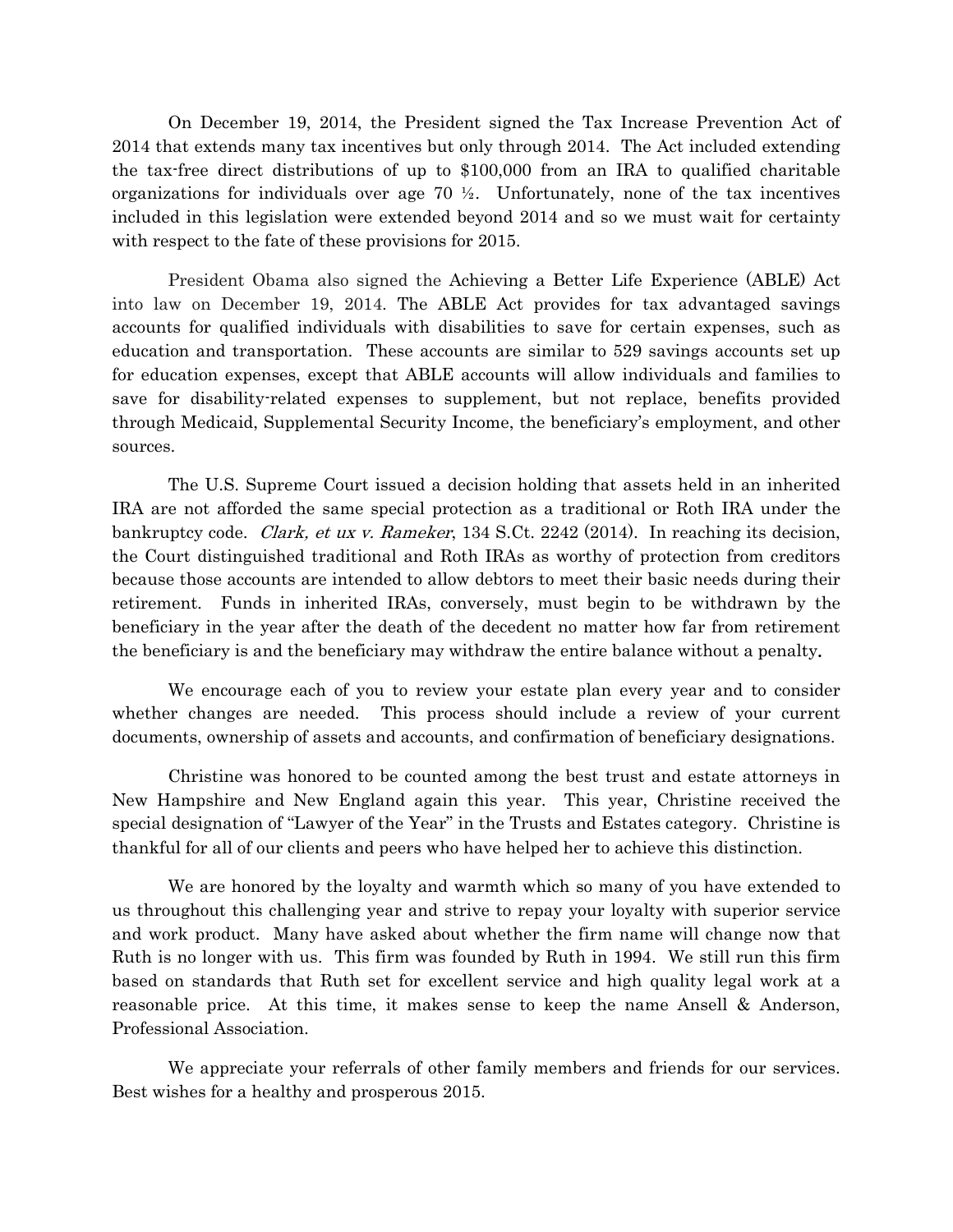On December 19, 2014, the President signed the Tax Increase Prevention Act of 2014 that extends many tax incentives but only through 2014. The Act included extending the tax-free direct distributions of up to $100,000 from an IRA to qualified charitable organizations for individuals over age 70 ½. Unfortunately, none of the tax incentives included in this legislation were extended beyond 2014 and so we must wait for certainty with respect to the fate of these provisions for 2015.

President Obama also signed the Achieving a Better Life Experience (ABLE) Act into law on December 19, 2014. The ABLE Act provides for tax advantaged savings accounts for qualified individuals with disabilities to save for certain expenses, such as education and transportation. These accounts are similar to 529 savings accounts set up for education expenses, except that ABLE accounts will allow individuals and families to save for disability-related expenses to supplement, but not replace, benefits provided through Medicaid, Supplemental Security Income, the beneficiary's employment, and other sources.

The U.S. Supreme Court issued a decision holding that assets held in an inherited IRA are not afforded the same special protection as a traditional or Roth IRA under the bankruptcy code. *Clark, et ux v. Rameker*, 134 S.Ct. 2242 (2014). In reaching its decision, the Court distinguished traditional and Roth IRAs as worthy of protection from creditors because those accounts are intended to allow debtors to meet their basic needs during their retirement. Funds in inherited IRAs, conversely, must begin to be withdrawn by the beneficiary in the year after the death of the decedent no matter how far from retirement the beneficiary is and the beneficiary may withdraw the entire balance without a penalty.

We encourage each of you to review your estate plan every year and to consider whether changes are needed. This process should include a review of your current documents, ownership of assets and accounts, and confirmation of beneficiary designations.

Christine was honored to be counted among the best trust and estate attorneys in New Hampshire and New England again this year. This year, Christine received the special designation of "Lawyer of the Year" in the Trusts and Estates category. Christine is thankful for all of our clients and peers who have helped her to achieve this distinction.

We are honored by the loyalty and warmth which so many of you have extended to us throughout this challenging year and strive to repay your loyalty with superior service and work product. Many have asked about whether the firm name will change now that Ruth is no longer with us. This firm was founded by Ruth in 1994. We still run this firm based on standards that Ruth set for excellent service and high quality legal work at a reasonable price. At this time, it makes sense to keep the name Ansell & Anderson, Professional Association.

We appreciate your referrals of other family members and friends for our services. Best wishes for a healthy and prosperous 2015.